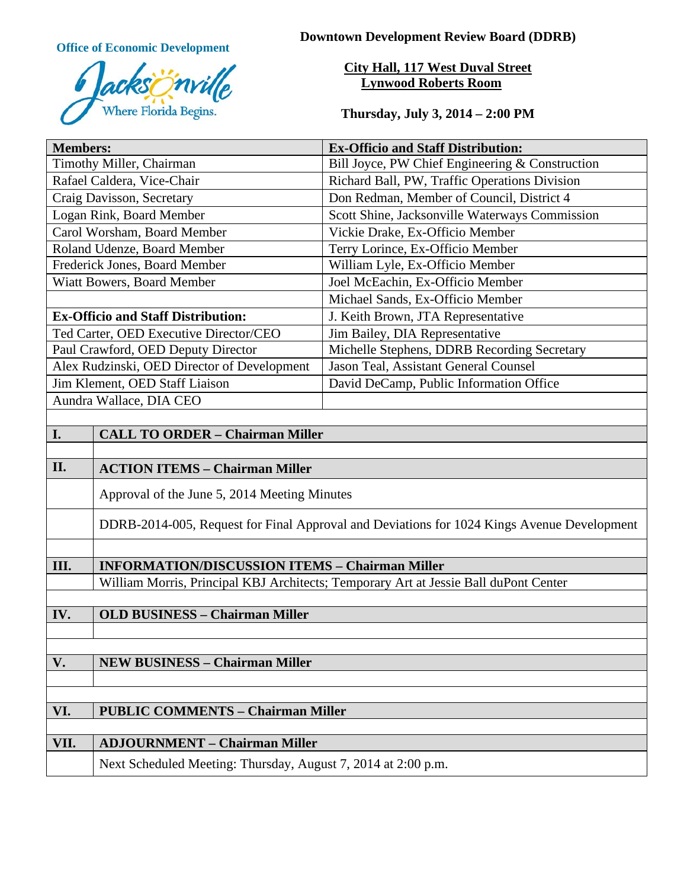**Office of Economic Development**

Jacksonville Where Florida Begins.

**Downtown Development Review Board (DDRB)**

**City Hall, 117 West Duval Street**
**Lynwood Roberts Room**

**Thursday, July 3, 2014 – 2:00 PM**

| **Members:** | **Ex-Officio and Staff Distribution:** |
|---|---|
| Timothy Miller, Chairman | Bill Joyce, PW Chief Engineering & Construction |
| Rafael Caldera, Vice-Chair | Richard Ball, PW, Traffic Operations Division |
| Craig Davisson, Secretary | Don Redman, Member of Council, District 4 |
| Logan Rink, Board Member | Scott Shine, Jacksonville Waterways Commission |
| Carol Worsham, Board Member | Vickie Drake, Ex-Officio Member |
| Roland Udenze, Board Member | Terry Lorince, Ex-Officio Member |
| Frederick Jones, Board Member | William Lyle, Ex-Officio Member |
| Wiatt Bowers, Board Member | Joel McEachin, Ex-Officio Member |
| | Michael Sands, Ex-Officio Member |
| **Ex-Officio and Staff Distribution:** | J. Keith Brown, JTA Representative |
| Ted Carter, OED Executive Director/CEO | Jim Bailey, DIA Representative |
| Paul Crawford, OED Deputy Director | Michelle Stephens, DDRB Recording Secretary |
| Alex Rudzinski, OED Director of Development | Jason Teal, Assistant General Counsel |
| Jim Klement, OED Staff Liaison | David DeCamp, Public Information Office |
| Aundra Wallace, DIA CEO | |

| | |
|---|---|
| **I.** | **CALL TO ORDER – Chairman Miller** |
| | |
| **II.** | **ACTION ITEMS – Chairman Miller** |
| | Approval of the June 5, 2014 Meeting Minutes |
| | DDRB-2014-005, Request for Final Approval and Deviations for 1024 Kings Avenue Development |
| | |
| **III.** | **INFORMATION/DISCUSSION ITEMS – Chairman Miller** |
| | William Morris, Principal KBJ Architects; Temporary Art at Jessie Ball duPont Center |
| | |
| **IV.** | **OLD BUSINESS – Chairman Miller** |
| | |
| | |
| **V.** | **NEW BUSINESS – Chairman Miller** |
| | |
| | |
| **VI.** | **PUBLIC COMMENTS – Chairman Miller** |
| | |
| **VII.** | **ADJOURNMENT – Chairman Miller** |
| | Next Scheduled Meeting: Thursday, August 7, 2014 at 2:00 p.m. |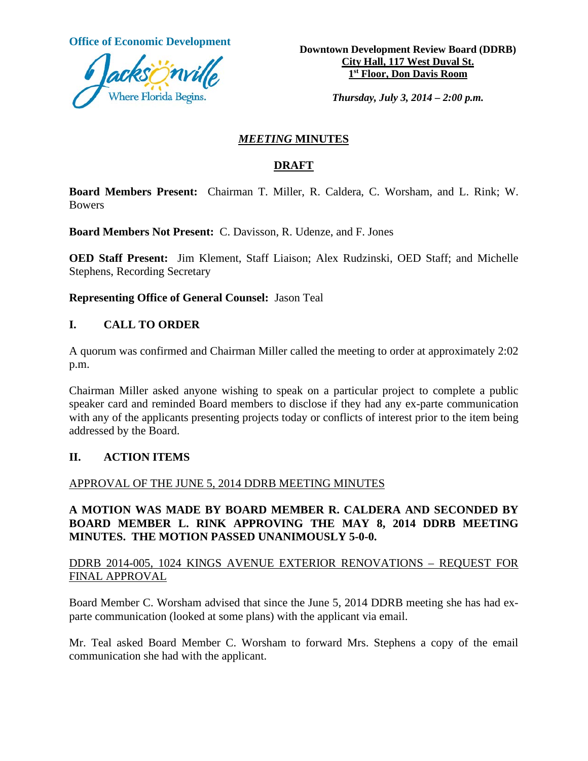**Office of Economic Development**

Jacksonville
Where Florida Begins.

**Downtown Development Review Board (DDRB)**
**City Hall, 117 West Duval St.**
**1st Floor, Don Davis Room**

***Thursday, July 3, 2014 – 2:00 p.m.***

# *MEETING* MINUTES

## DRAFT

**Board Members Present:** Chairman T. Miller, R. Caldera, C. Worsham, and L. Rink; W. Bowers

**Board Members Not Present:** C. Davisson, R. Udenze, and F. Jones

**OED Staff Present:** Jim Klement, Staff Liaison; Alex Rudzinski, OED Staff; and Michelle Stephens, Recording Secretary

**Representing Office of General Counsel:** Jason Teal

## I. CALL TO ORDER

A quorum was confirmed and Chairman Miller called the meeting to order at approximately 2:02 p.m.

Chairman Miller asked anyone wishing to speak on a particular project to complete a public speaker card and reminded Board members to disclose if they had any ex-parte communication with any of the applicants presenting projects today or conflicts of interest prior to the item being addressed by the Board.

## II. ACTION ITEMS

APPROVAL OF THE JUNE 5, 2014 DDRB MEETING MINUTES

**A MOTION WAS MADE BY BOARD MEMBER R. CALDERA AND SECONDED BY BOARD MEMBER L. RINK APPROVING THE MAY 8, 2014 DDRB MEETING MINUTES. THE MOTION PASSED UNANIMOUSLY 5-0-0.**

DDRB 2014-005, 1024 KINGS AVENUE EXTERIOR RENOVATIONS – REQUEST FOR FINAL APPROVAL

Board Member C. Worsham advised that since the June 5, 2014 DDRB meeting she has had ex-parte communication (looked at some plans) with the applicant via email.

Mr. Teal asked Board Member C. Worsham to forward Mrs. Stephens a copy of the email communication she had with the applicant.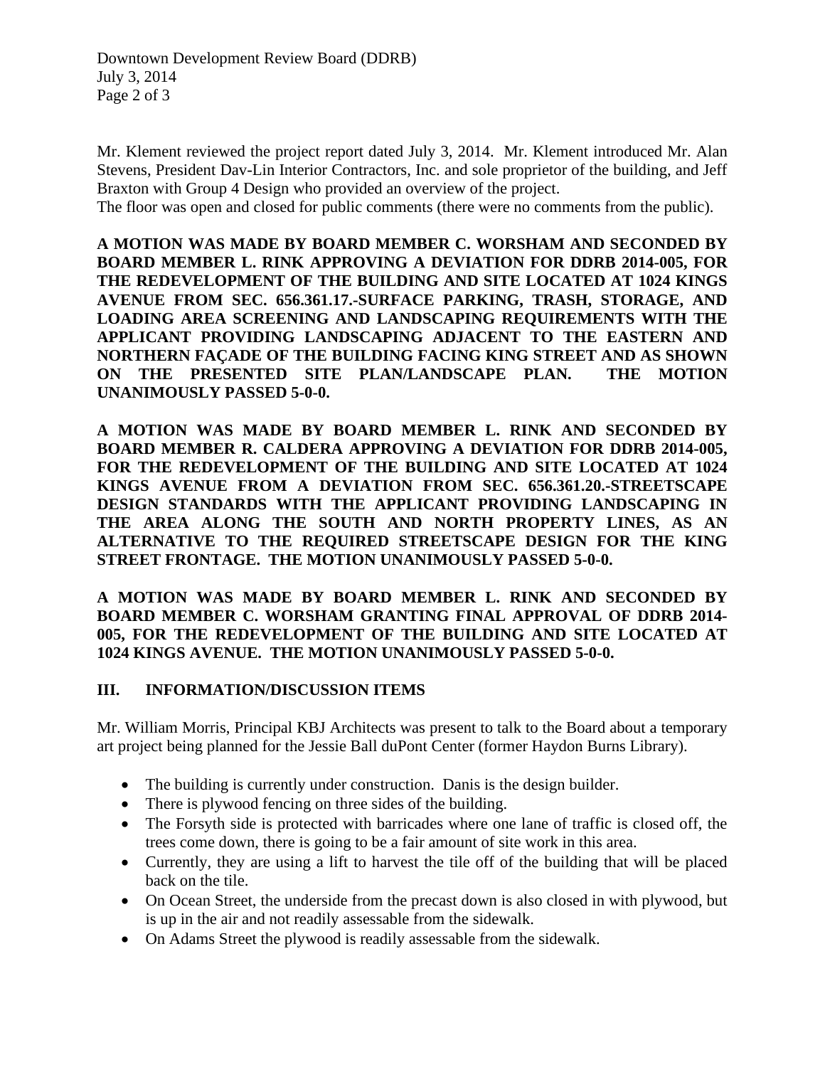Mr. Klement reviewed the project report dated July 3, 2014. Mr. Klement introduced Mr. Alan Stevens, President Dav-Lin Interior Contractors, Inc. and sole proprietor of the building, and Jeff Braxton with Group 4 Design who provided an overview of the project.
The floor was open and closed for public comments (there were no comments from the public).

**A MOTION WAS MADE BY BOARD MEMBER C. WORSHAM AND SECONDED BY BOARD MEMBER L. RINK APPROVING A DEVIATION FOR DDRB 2014-005, FOR THE REDEVELOPMENT OF THE BUILDING AND SITE LOCATED AT 1024 KINGS AVENUE FROM SEC. 656.361.17.-SURFACE PARKING, TRASH, STORAGE, AND LOADING AREA SCREENING AND LANDSCAPING REQUIREMENTS WITH THE APPLICANT PROVIDING LANDSCAPING ADJACENT TO THE EASTERN AND NORTHERN FAÇADE OF THE BUILDING FACING KING STREET AND AS SHOWN ON THE PRESENTED SITE PLAN/LANDSCAPE PLAN. THE MOTION UNANIMOUSLY PASSED 5-0-0.**

**A MOTION WAS MADE BY BOARD MEMBER L. RINK AND SECONDED BY BOARD MEMBER R. CALDERA APPROVING A DEVIATION FOR DDRB 2014-005, FOR THE REDEVELOPMENT OF THE BUILDING AND SITE LOCATED AT 1024 KINGS AVENUE FROM A DEVIATION FROM SEC. 656.361.20.-STREETSCAPE DESIGN STANDARDS WITH THE APPLICANT PROVIDING LANDSCAPING IN THE AREA ALONG THE SOUTH AND NORTH PROPERTY LINES, AS AN ALTERNATIVE TO THE REQUIRED STREETSCAPE DESIGN FOR THE KING STREET FRONTAGE. THE MOTION UNANIMOUSLY PASSED 5-0-0.**

**A MOTION WAS MADE BY BOARD MEMBER L. RINK AND SECONDED BY BOARD MEMBER C. WORSHAM GRANTING FINAL APPROVAL OF DDRB 2014-005, FOR THE REDEVELOPMENT OF THE BUILDING AND SITE LOCATED AT 1024 KINGS AVENUE. THE MOTION UNANIMOUSLY PASSED 5-0-0.**

## III. INFORMATION/DISCUSSION ITEMS

Mr. William Morris, Principal KBJ Architects was present to talk to the Board about a temporary art project being planned for the Jessie Ball duPont Center (former Haydon Burns Library).

- The building is currently under construction. Danis is the design builder.
- There is plywood fencing on three sides of the building.
- The Forsyth side is protected with barricades where one lane of traffic is closed off, the trees come down, there is going to be a fair amount of site work in this area.
- Currently, they are using a lift to harvest the tile off of the building that will be placed back on the tile.
- On Ocean Street, the underside from the precast down is also closed in with plywood, but is up in the air and not readily assessable from the sidewalk.
- On Adams Street the plywood is readily assessable from the sidewalk.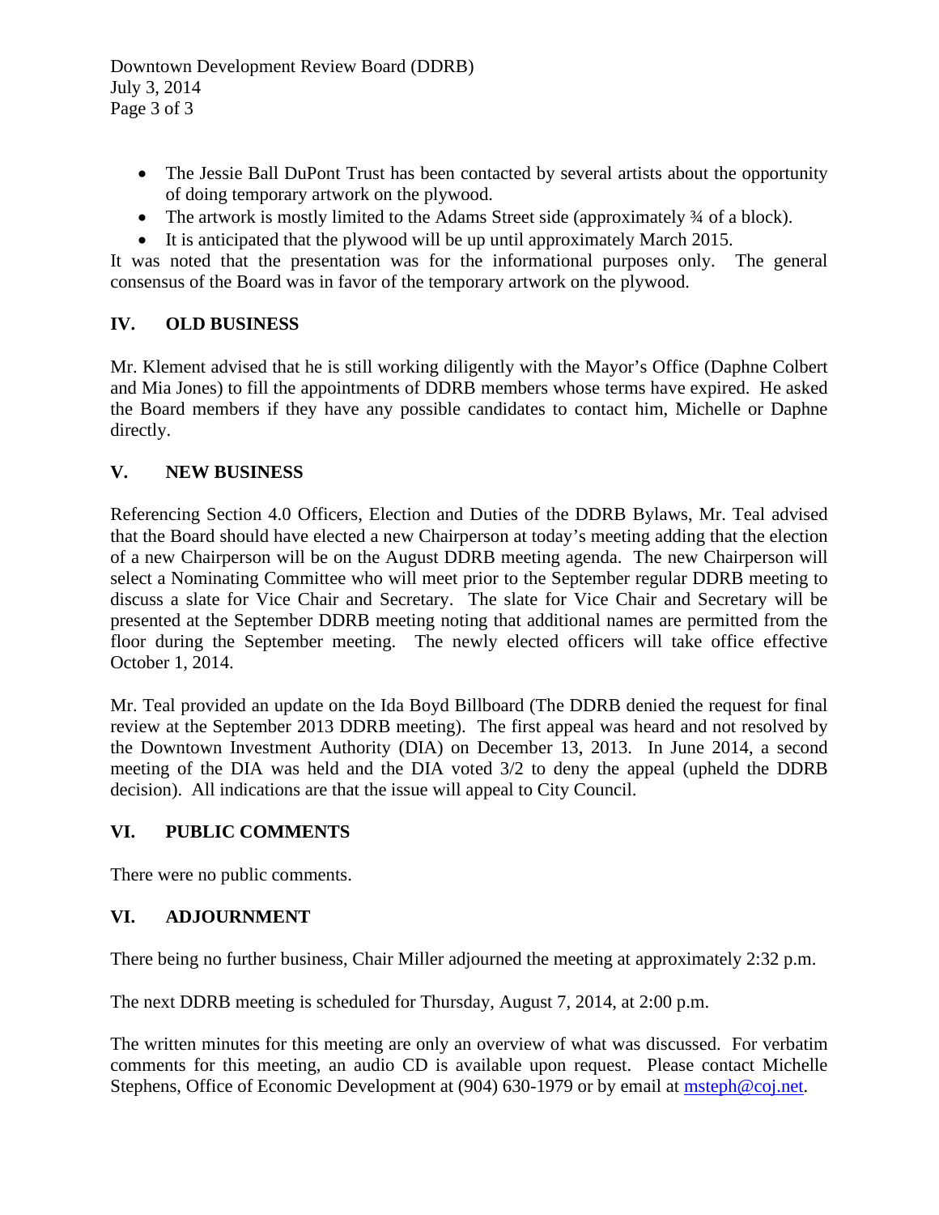- The Jessie Ball DuPont Trust has been contacted by several artists about the opportunity of doing temporary artwork on the plywood.
- The artwork is mostly limited to the Adams Street side (approximately ¾ of a block).
- It is anticipated that the plywood will be up until approximately March 2015.

It was noted that the presentation was for the informational purposes only. The general consensus of the Board was in favor of the temporary artwork on the plywood.

## IV. OLD BUSINESS

Mr. Klement advised that he is still working diligently with the Mayor's Office (Daphne Colbert and Mia Jones) to fill the appointments of DDRB members whose terms have expired. He asked the Board members if they have any possible candidates to contact him, Michelle or Daphne directly.

## V. NEW BUSINESS

Referencing Section 4.0 Officers, Election and Duties of the DDRB Bylaws, Mr. Teal advised that the Board should have elected a new Chairperson at today's meeting adding that the election of a new Chairperson will be on the August DDRB meeting agenda. The new Chairperson will select a Nominating Committee who will meet prior to the September regular DDRB meeting to discuss a slate for Vice Chair and Secretary. The slate for Vice Chair and Secretary will be presented at the September DDRB meeting noting that additional names are permitted from the floor during the September meeting. The newly elected officers will take office effective October 1, 2014.

Mr. Teal provided an update on the Ida Boyd Billboard (The DDRB denied the request for final review at the September 2013 DDRB meeting). The first appeal was heard and not resolved by the Downtown Investment Authority (DIA) on December 13, 2013. In June 2014, a second meeting of the DIA was held and the DIA voted 3/2 to deny the appeal (upheld the DDRB decision). All indications are that the issue will appeal to City Council.

## VI. PUBLIC COMMENTS

There were no public comments.

## VI. ADJOURNMENT

There being no further business, Chair Miller adjourned the meeting at approximately 2:32 p.m.

The next DDRB meeting is scheduled for Thursday, August 7, 2014, at 2:00 p.m.

The written minutes for this meeting are only an overview of what was discussed. For verbatim comments for this meeting, an audio CD is available upon request. Please contact Michelle Stephens, Office of Economic Development at (904) 630-1979 or by email at msteph@coj.net.